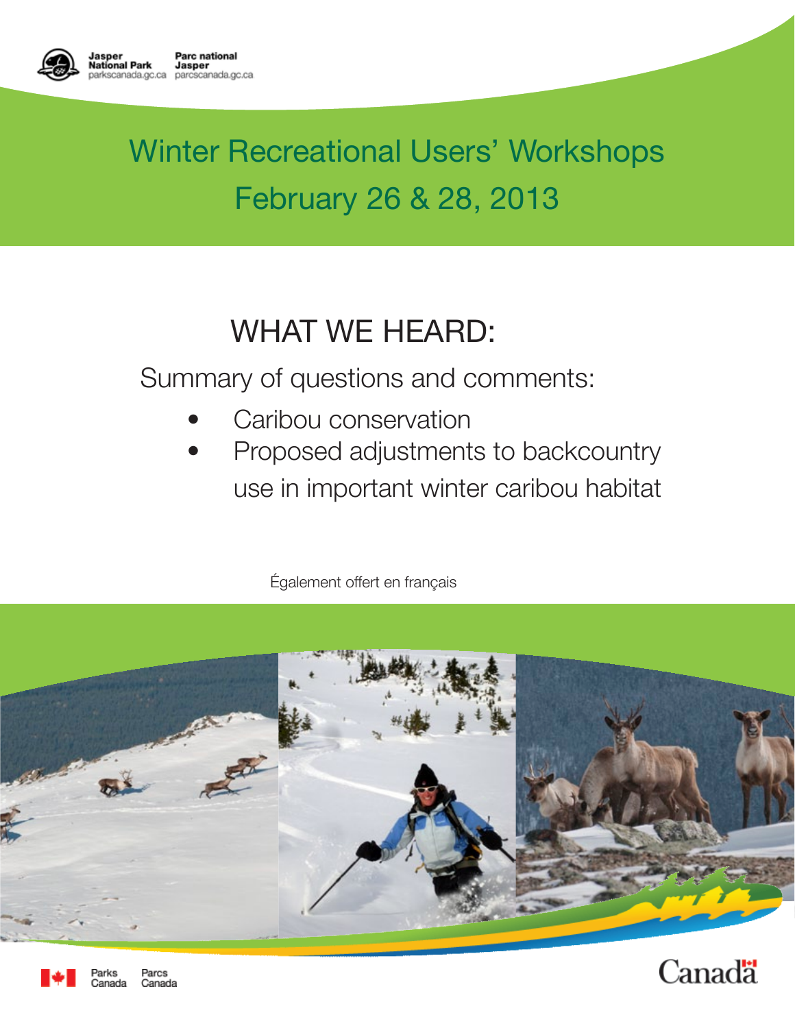Jasper National Park
parkscanada.gc.ca

Parc national Jasper
parcscanada.gc.ca

# Winter Recreational Users' Workshops
# February 26 & 28, 2013

## WHAT WE HEARD:

Summary of questions and comments:

- Caribou conservation
- Proposed adjustments to backcountry use in important winter caribou habitat

Également offert en français

Parks Canada / Parcs Canada

Canada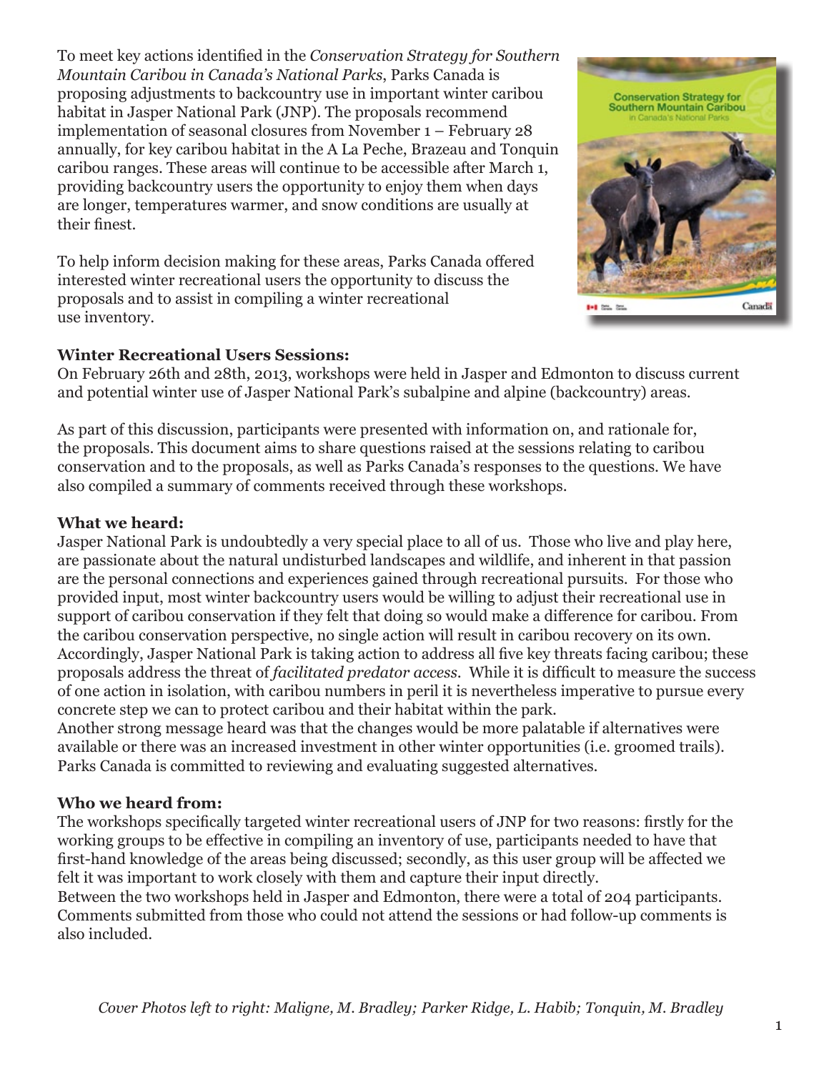To meet key actions identified in the *Conservation Strategy for Southern Mountain Caribou in Canada's National Parks*, Parks Canada is proposing adjustments to backcountry use in important winter caribou habitat in Jasper National Park (JNP). The proposals recommend implementation of seasonal closures from November 1 – February 28 annually, for key caribou habitat in the A La Peche, Brazeau and Tonquin caribou ranges. These areas will continue to be accessible after March 1, providing backcountry users the opportunity to enjoy them when days are longer, temperatures warmer, and snow conditions are usually at their finest.

To help inform decision making for these areas, Parks Canada offered interested winter recreational users the opportunity to discuss the proposals and to assist in compiling a winter recreational use inventory.

**Winter Recreational Users Sessions:**
On February 26th and 28th, 2013, workshops were held in Jasper and Edmonton to discuss current and potential winter use of Jasper National Park's subalpine and alpine (backcountry) areas.

As part of this discussion, participants were presented with information on, and rationale for, the proposals. This document aims to share questions raised at the sessions relating to caribou conservation and to the proposals, as well as Parks Canada's responses to the questions. We have also compiled a summary of comments received through these workshops.

**What we heard:**
Jasper National Park is undoubtedly a very special place to all of us. Those who live and play here, are passionate about the natural undisturbed landscapes and wildlife, and inherent in that passion are the personal connections and experiences gained through recreational pursuits. For those who provided input, most winter backcountry users would be willing to adjust their recreational use in support of caribou conservation if they felt that doing so would make a difference for caribou. From the caribou conservation perspective, no single action will result in caribou recovery on its own. Accordingly, Jasper National Park is taking action to address all five key threats facing caribou; these proposals address the threat of *facilitated predator access*. While it is difficult to measure the success of one action in isolation, with caribou numbers in peril it is nevertheless imperative to pursue every concrete step we can to protect caribou and their habitat within the park.
Another strong message heard was that the changes would be more palatable if alternatives were available or there was an increased investment in other winter opportunities (i.e. groomed trails). Parks Canada is committed to reviewing and evaluating suggested alternatives.

**Who we heard from:**
The workshops specifically targeted winter recreational users of JNP for two reasons: firstly for the working groups to be effective in compiling an inventory of use, participants needed to have that first-hand knowledge of the areas being discussed; secondly, as this user group will be affected we felt it was important to work closely with them and capture their input directly.
Between the two workshops held in Jasper and Edmonton, there were a total of 204 participants. Comments submitted from those who could not attend the sessions or had follow-up comments is also included.

*Cover Photos left to right: Maligne, M. Bradley; Parker Ridge, L. Habib; Tonquin, M. Bradley*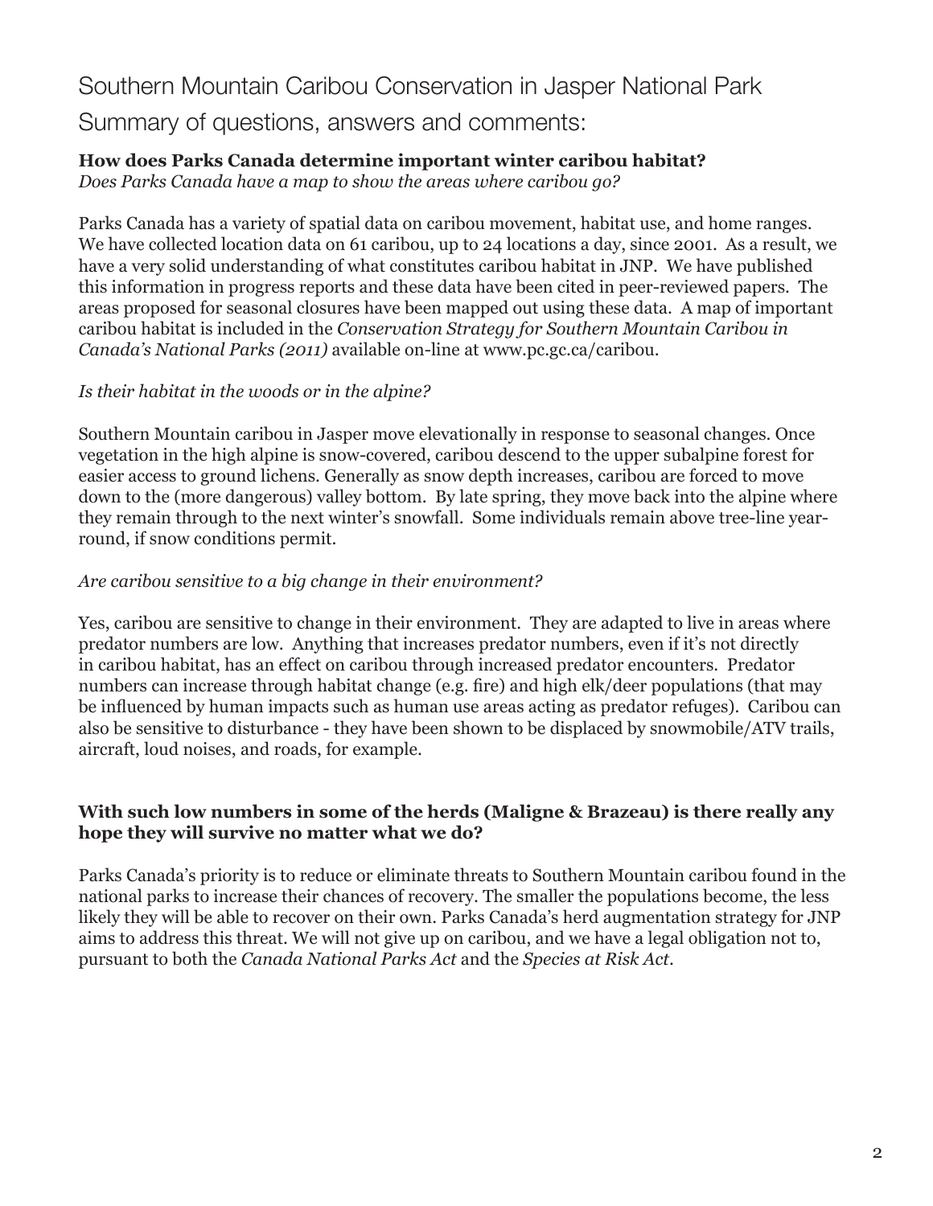# Southern Mountain Caribou Conservation in Jasper National Park

## Summary of questions, answers and comments:

**How does Parks Canada determine important winter caribou habitat?**

*Does Parks Canada have a map to show the areas where caribou go?*

Parks Canada has a variety of spatial data on caribou movement, habitat use, and home ranges. We have collected location data on 61 caribou, up to 24 locations a day, since 2001. As a result, we have a very solid understanding of what constitutes caribou habitat in JNP. We have published this information in progress reports and these data have been cited in peer-reviewed papers. The areas proposed for seasonal closures have been mapped out using these data. A map of important caribou habitat is included in the *Conservation Strategy for Southern Mountain Caribou in Canada's National Parks (2011)* available on-line at www.pc.gc.ca/caribou.

*Is their habitat in the woods or in the alpine?*

Southern Mountain caribou in Jasper move elevationally in response to seasonal changes. Once vegetation in the high alpine is snow-covered, caribou descend to the upper subalpine forest for easier access to ground lichens. Generally as snow depth increases, caribou are forced to move down to the (more dangerous) valley bottom. By late spring, they move back into the alpine where they remain through to the next winter's snowfall. Some individuals remain above tree-line year-round, if snow conditions permit.

*Are caribou sensitive to a big change in their environment?*

Yes, caribou are sensitive to change in their environment. They are adapted to live in areas where predator numbers are low. Anything that increases predator numbers, even if it's not directly in caribou habitat, has an effect on caribou through increased predator encounters. Predator numbers can increase through habitat change (e.g. fire) and high elk/deer populations (that may be influenced by human impacts such as human use areas acting as predator refuges). Caribou can also be sensitive to disturbance - they have been shown to be displaced by snowmobile/ATV trails, aircraft, loud noises, and roads, for example.

**With such low numbers in some of the herds (Maligne & Brazeau) is there really any hope they will survive no matter what we do?**

Parks Canada's priority is to reduce or eliminate threats to Southern Mountain caribou found in the national parks to increase their chances of recovery. The smaller the populations become, the less likely they will be able to recover on their own. Parks Canada's herd augmentation strategy for JNP aims to address this threat. We will not give up on caribou, and we have a legal obligation not to, pursuant to both the *Canada National Parks Act* and the *Species at Risk Act*.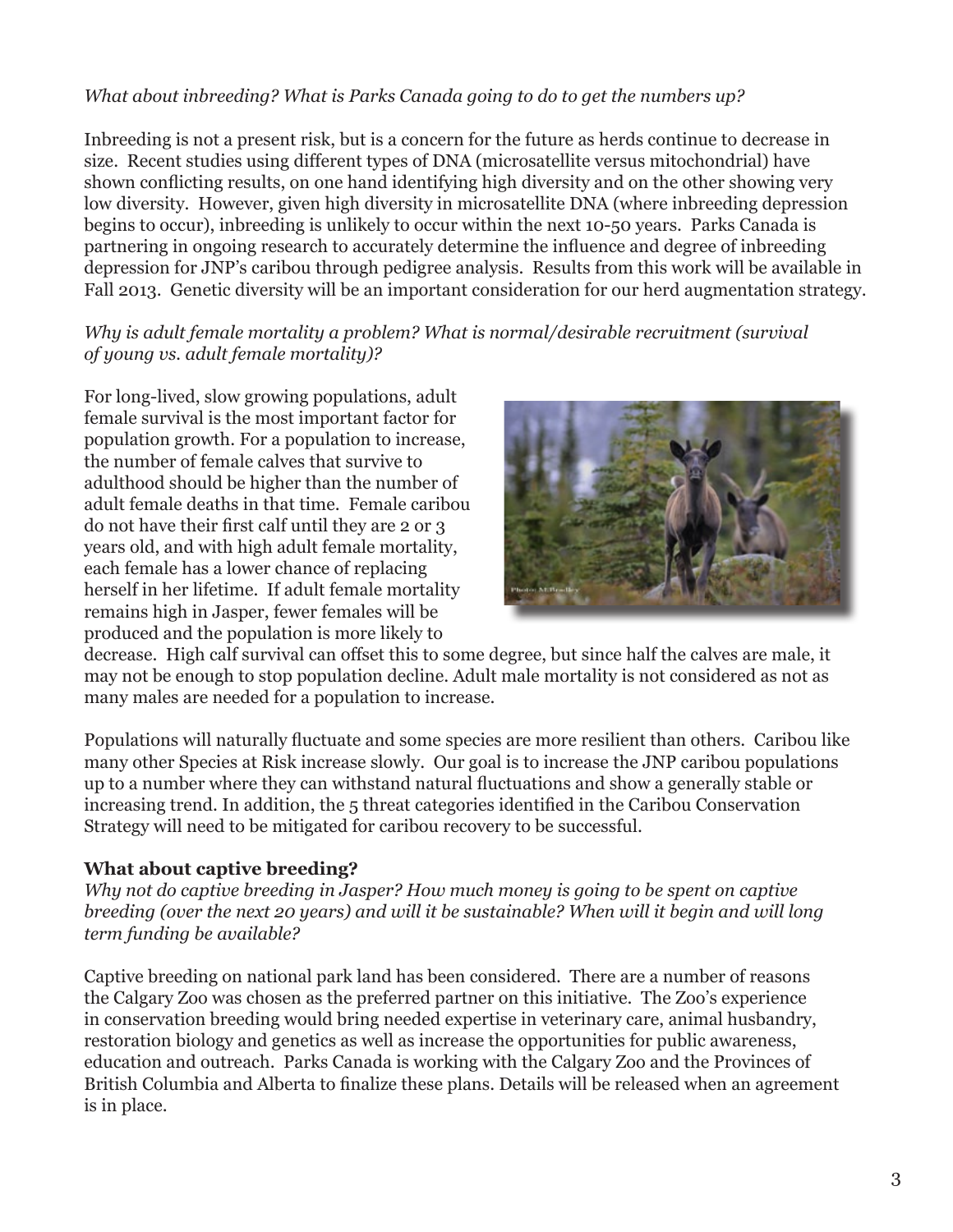*What about inbreeding? What is Parks Canada going to do to get the numbers up?*

Inbreeding is not a present risk, but is a concern for the future as herds continue to decrease in size. Recent studies using different types of DNA (microsatellite versus mitochondrial) have shown conflicting results, on one hand identifying high diversity and on the other showing very low diversity. However, given high diversity in microsatellite DNA (where inbreeding depression begins to occur), inbreeding is unlikely to occur within the next 10-50 years. Parks Canada is partnering in ongoing research to accurately determine the influence and degree of inbreeding depression for JNP's caribou through pedigree analysis. Results from this work will be available in Fall 2013. Genetic diversity will be an important consideration for our herd augmentation strategy.

*Why is adult female mortality a problem? What is normal/desirable recruitment (survival of young vs. adult female mortality)?*

For long-lived, slow growing populations, adult female survival is the most important factor for population growth. For a population to increase, the number of female calves that survive to adulthood should be higher than the number of adult female deaths in that time. Female caribou do not have their first calf until they are 2 or 3 years old, and with high adult female mortality, each female has a lower chance of replacing herself in her lifetime. If adult female mortality remains high in Jasper, fewer females will be produced and the population is more likely to decrease. High calf survival can offset this to some degree, but since half the calves are male, it may not be enough to stop population decline. Adult male mortality is not considered as not as many males are needed for a population to increase.

Populations will naturally fluctuate and some species are more resilient than others. Caribou like many other Species at Risk increase slowly. Our goal is to increase the JNP caribou populations up to a number where they can withstand natural fluctuations and show a generally stable or increasing trend. In addition, the 5 threat categories identified in the Caribou Conservation Strategy will need to be mitigated for caribou recovery to be successful.

**What about captive breeding?**

*Why not do captive breeding in Jasper? How much money is going to be spent on captive breeding (over the next 20 years) and will it be sustainable? When will it begin and will long term funding be available?*

Captive breeding on national park land has been considered. There are a number of reasons the Calgary Zoo was chosen as the preferred partner on this initiative. The Zoo's experience in conservation breeding would bring needed expertise in veterinary care, animal husbandry, restoration biology and genetics as well as increase the opportunities for public awareness, education and outreach. Parks Canada is working with the Calgary Zoo and the Provinces of British Columbia and Alberta to finalize these plans. Details will be released when an agreement is in place.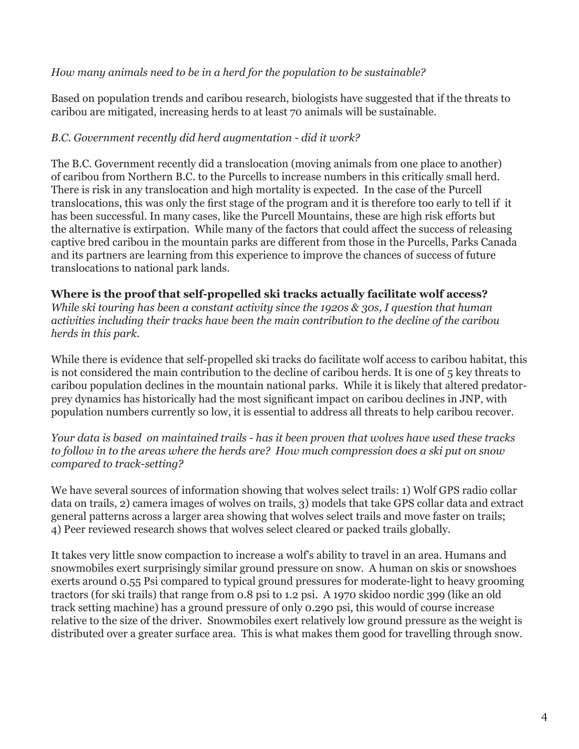*How many animals need to be in a herd for the population to be sustainable?*

Based on population trends and caribou research, biologists have suggested that if the threats to caribou are mitigated, increasing herds to at least 70 animals will be sustainable.

*B.C. Government recently did herd augmentation - did it work?*

The B.C. Government recently did a translocation (moving animals from one place to another) of caribou from Northern B.C. to the Purcells to increase numbers in this critically small herd. There is risk in any translocation and high mortality is expected. In the case of the Purcell translocations, this was only the first stage of the program and it is therefore too early to tell if it has been successful. In many cases, like the Purcell Mountains, these are high risk efforts but the alternative is extirpation. While many of the factors that could affect the success of releasing captive bred caribou in the mountain parks are different from those in the Purcells, Parks Canada and its partners are learning from this experience to improve the chances of success of future translocations to national park lands.

**Where is the proof that self-propelled ski tracks actually facilitate wolf access?**
*While ski touring has been a constant activity since the 1920s & 30s, I question that human activities including their tracks have been the main contribution to the decline of the caribou herds in this park.*

While there is evidence that self-propelled ski tracks do facilitate wolf access to caribou habitat, this is not considered the main contribution to the decline of caribou herds. It is one of 5 key threats to caribou population declines in the mountain national parks. While it is likely that altered predator-prey dynamics has historically had the most significant impact on caribou declines in JNP, with population numbers currently so low, it is essential to address all threats to help caribou recover.

*Your data is based on maintained trails - has it been proven that wolves have used these tracks to follow in to the areas where the herds are? How much compression does a ski put on snow compared to track-setting?*

We have several sources of information showing that wolves select trails: 1) Wolf GPS radio collar data on trails, 2) camera images of wolves on trails, 3) models that take GPS collar data and extract general patterns across a larger area showing that wolves select trails and move faster on trails; 4) Peer reviewed research shows that wolves select cleared or packed trails globally.

It takes very little snow compaction to increase a wolf's ability to travel in an area. Humans and snowmobiles exert surprisingly similar ground pressure on snow. A human on skis or snowshoes exerts around 0.55 Psi compared to typical ground pressures for moderate-light to heavy grooming tractors (for ski trails) that range from 0.8 psi to 1.2 psi. A 1970 skidoo nordic 399 (like an old track setting machine) has a ground pressure of only 0.290 psi, this would of course increase relative to the size of the driver. Snowmobiles exert relatively low ground pressure as the weight is distributed over a greater surface area. This is what makes them good for travelling through snow.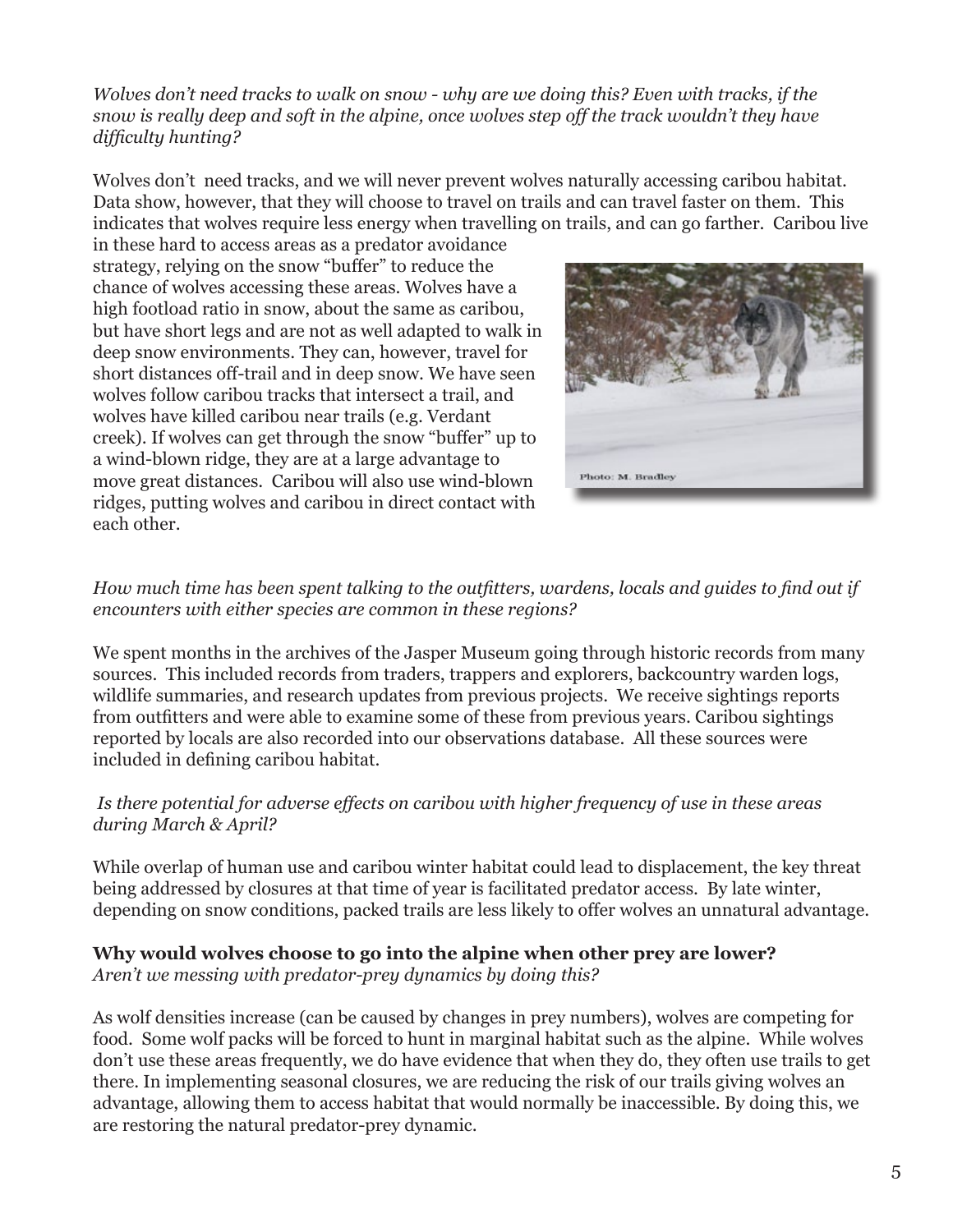*Wolves don't need tracks to walk on snow - why are we doing this? Even with tracks, if the snow is really deep and soft in the alpine, once wolves step off the track wouldn't they have difficulty hunting?*

Wolves don't need tracks, and we will never prevent wolves naturally accessing caribou habitat. Data show, however, that they will choose to travel on trails and can travel faster on them. This indicates that wolves require less energy when travelling on trails, and can go farther. Caribou live in these hard to access areas as a predator avoidance strategy, relying on the snow "buffer" to reduce the chance of wolves accessing these areas. Wolves have a high footload ratio in snow, about the same as caribou, but have short legs and are not as well adapted to walk in deep snow environments. They can, however, travel for short distances off-trail and in deep snow. We have seen wolves follow caribou tracks that intersect a trail, and wolves have killed caribou near trails (e.g. Verdant creek). If wolves can get through the snow "buffer" up to a wind-blown ridge, they are at a large advantage to move great distances. Caribou will also use wind-blown ridges, putting wolves and caribou in direct contact with each other.

Photo: M. Bradley

*How much time has been spent talking to the outfitters, wardens, locals and guides to find out if encounters with either species are common in these regions?*

We spent months in the archives of the Jasper Museum going through historic records from many sources. This included records from traders, trappers and explorers, backcountry warden logs, wildlife summaries, and research updates from previous projects. We receive sightings reports from outfitters and were able to examine some of these from previous years. Caribou sightings reported by locals are also recorded into our observations database. All these sources were included in defining caribou habitat.

*Is there potential for adverse effects on caribou with higher frequency of use in these areas during March & April?*

While overlap of human use and caribou winter habitat could lead to displacement, the key threat being addressed by closures at that time of year is facilitated predator access. By late winter, depending on snow conditions, packed trails are less likely to offer wolves an unnatural advantage.

**Why would wolves choose to go into the alpine when other prey are lower?**
*Aren't we messing with predator-prey dynamics by doing this?*

As wolf densities increase (can be caused by changes in prey numbers), wolves are competing for food. Some wolf packs will be forced to hunt in marginal habitat such as the alpine. While wolves don't use these areas frequently, we do have evidence that when they do, they often use trails to get there. In implementing seasonal closures, we are reducing the risk of our trails giving wolves an advantage, allowing them to access habitat that would normally be inaccessible. By doing this, we are restoring the natural predator-prey dynamic.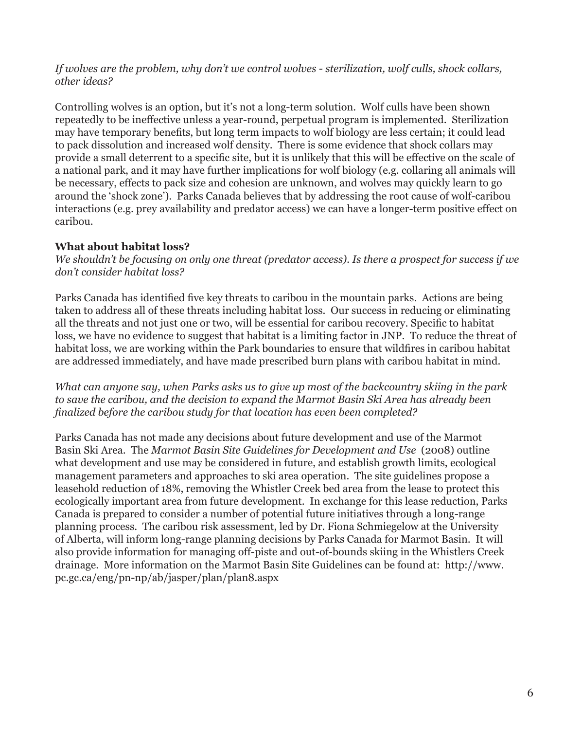*If wolves are the problem, why don't we control wolves - sterilization, wolf culls, shock collars, other ideas?*

Controlling wolves is an option, but it's not a long-term solution. Wolf culls have been shown repeatedly to be ineffective unless a year-round, perpetual program is implemented. Sterilization may have temporary benefits, but long term impacts to wolf biology are less certain; it could lead to pack dissolution and increased wolf density. There is some evidence that shock collars may provide a small deterrent to a specific site, but it is unlikely that this will be effective on the scale of a national park, and it may have further implications for wolf biology (e.g. collaring all animals will be necessary, effects to pack size and cohesion are unknown, and wolves may quickly learn to go around the 'shock zone'). Parks Canada believes that by addressing the root cause of wolf-caribou interactions (e.g. prey availability and predator access) we can have a longer-term positive effect on caribou.

**What about habitat loss?**

*We shouldn't be focusing on only one threat (predator access). Is there a prospect for success if we don't consider habitat loss?*

Parks Canada has identified five key threats to caribou in the mountain parks. Actions are being taken to address all of these threats including habitat loss. Our success in reducing or eliminating all the threats and not just one or two, will be essential for caribou recovery. Specific to habitat loss, we have no evidence to suggest that habitat is a limiting factor in JNP. To reduce the threat of habitat loss, we are working within the Park boundaries to ensure that wildfires in caribou habitat are addressed immediately, and have made prescribed burn plans with caribou habitat in mind.

*What can anyone say, when Parks asks us to give up most of the backcountry skiing in the park to save the caribou, and the decision to expand the Marmot Basin Ski Area has already been finalized before the caribou study for that location has even been completed?*

Parks Canada has not made any decisions about future development and use of the Marmot Basin Ski Area. The *Marmot Basin Site Guidelines for Development and Use* (2008) outline what development and use may be considered in future, and establish growth limits, ecological management parameters and approaches to ski area operation. The site guidelines propose a leasehold reduction of 18%, removing the Whistler Creek bed area from the lease to protect this ecologically important area from future development. In exchange for this lease reduction, Parks Canada is prepared to consider a number of potential future initiatives through a long-range planning process. The caribou risk assessment, led by Dr. Fiona Schmiegelow at the University of Alberta, will inform long-range planning decisions by Parks Canada for Marmot Basin. It will also provide information for managing off-piste and out-of-bounds skiing in the Whistlers Creek drainage. More information on the Marmot Basin Site Guidelines can be found at: http://www.pc.gc.ca/eng/pn-np/ab/jasper/plan/plan8.aspx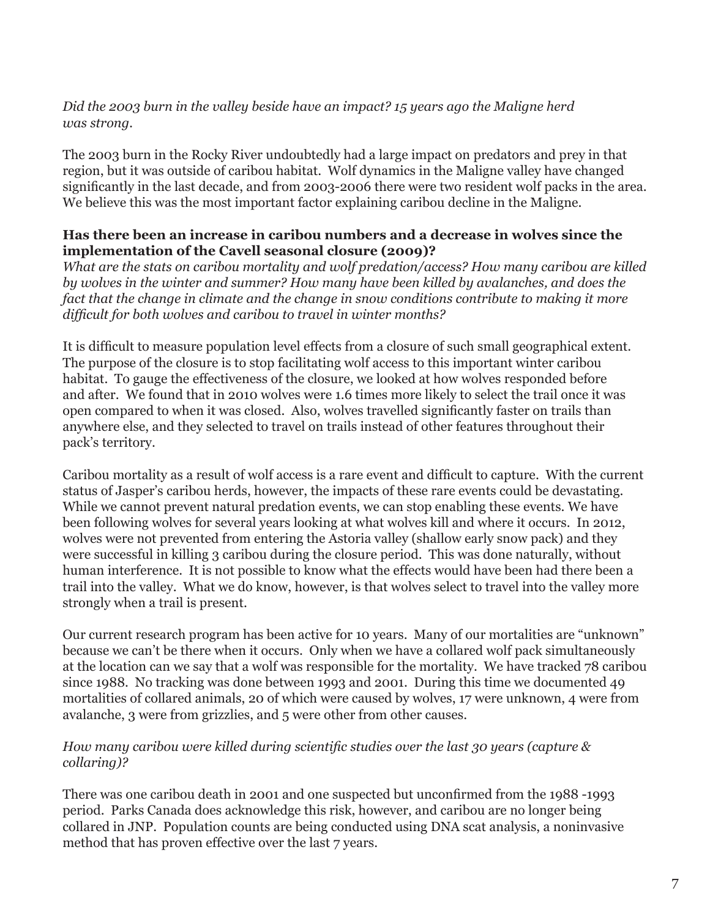*Did the 2003 burn in the valley beside have an impact? 15 years ago the Maligne herd was strong.*

The 2003 burn in the Rocky River undoubtedly had a large impact on predators and prey in that region, but it was outside of caribou habitat. Wolf dynamics in the Maligne valley have changed significantly in the last decade, and from 2003-2006 there were two resident wolf packs in the area. We believe this was the most important factor explaining caribou decline in the Maligne.

**Has there been an increase in caribou numbers and a decrease in wolves since the implementation of the Cavell seasonal closure (2009)?**

*What are the stats on caribou mortality and wolf predation/access? How many caribou are killed by wolves in the winter and summer? How many have been killed by avalanches, and does the fact that the change in climate and the change in snow conditions contribute to making it more difficult for both wolves and caribou to travel in winter months?*

It is difficult to measure population level effects from a closure of such small geographical extent. The purpose of the closure is to stop facilitating wolf access to this important winter caribou habitat. To gauge the effectiveness of the closure, we looked at how wolves responded before and after. We found that in 2010 wolves were 1.6 times more likely to select the trail once it was open compared to when it was closed. Also, wolves travelled significantly faster on trails than anywhere else, and they selected to travel on trails instead of other features throughout their pack's territory.

Caribou mortality as a result of wolf access is a rare event and difficult to capture. With the current status of Jasper's caribou herds, however, the impacts of these rare events could be devastating. While we cannot prevent natural predation events, we can stop enabling these events. We have been following wolves for several years looking at what wolves kill and where it occurs. In 2012, wolves were not prevented from entering the Astoria valley (shallow early snow pack) and they were successful in killing 3 caribou during the closure period. This was done naturally, without human interference. It is not possible to know what the effects would have been had there been a trail into the valley. What we do know, however, is that wolves select to travel into the valley more strongly when a trail is present.

Our current research program has been active for 10 years. Many of our mortalities are "unknown" because we can't be there when it occurs. Only when we have a collared wolf pack simultaneously at the location can we say that a wolf was responsible for the mortality. We have tracked 78 caribou since 1988. No tracking was done between 1993 and 2001. During this time we documented 49 mortalities of collared animals, 20 of which were caused by wolves, 17 were unknown, 4 were from avalanche, 3 were from grizzlies, and 5 were other from other causes.

*How many caribou were killed during scientific studies over the last 30 years (capture & collaring)?*

There was one caribou death in 2001 and one suspected but unconfirmed from the 1988 -1993 period. Parks Canada does acknowledge this risk, however, and caribou are no longer being collared in JNP. Population counts are being conducted using DNA scat analysis, a noninvasive method that has proven effective over the last 7 years.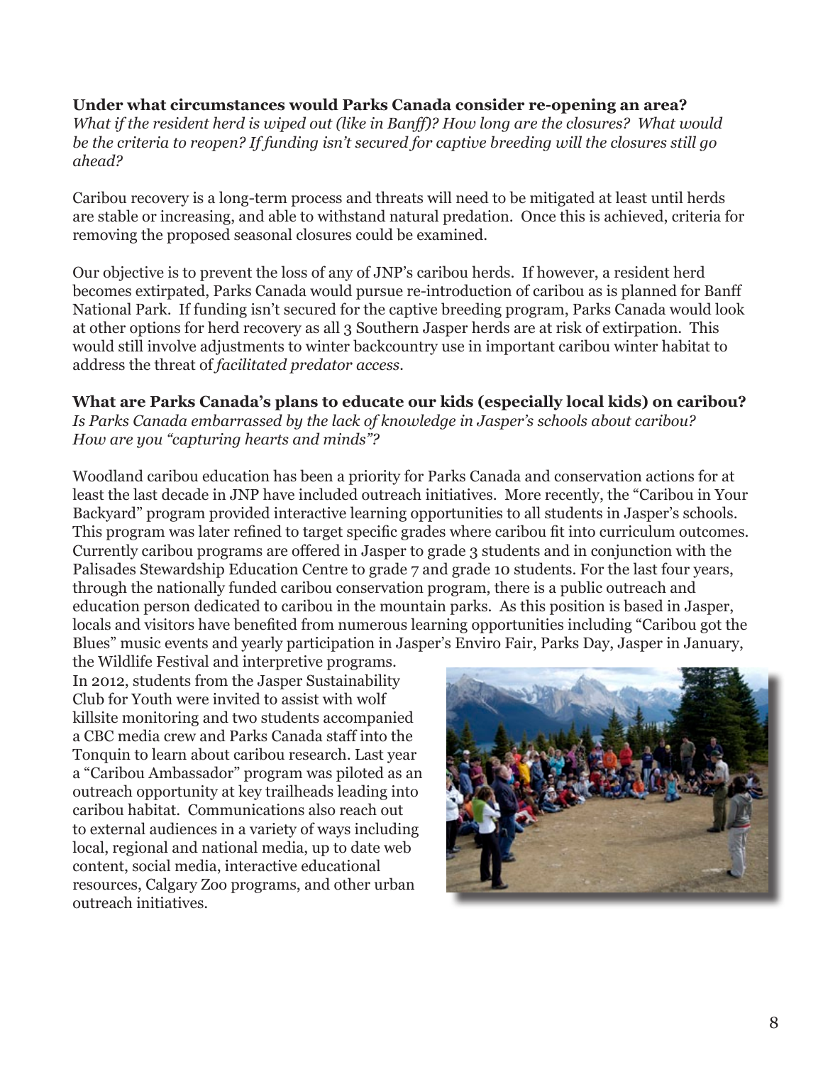**Under what circumstances would Parks Canada consider re-opening an area?**
*What if the resident herd is wiped out (like in Banff)? How long are the closures? What would be the criteria to reopen? If funding isn't secured for captive breeding will the closures still go ahead?*

Caribou recovery is a long-term process and threats will need to be mitigated at least until herds are stable or increasing, and able to withstand natural predation. Once this is achieved, criteria for removing the proposed seasonal closures could be examined.

Our objective is to prevent the loss of any of JNP's caribou herds. If however, a resident herd becomes extirpated, Parks Canada would pursue re-introduction of caribou as is planned for Banff National Park. If funding isn't secured for the captive breeding program, Parks Canada would look at other options for herd recovery as all 3 Southern Jasper herds are at risk of extirpation. This would still involve adjustments to winter backcountry use in important caribou winter habitat to address the threat of *facilitated predator access*.

**What are Parks Canada's plans to educate our kids (especially local kids) on caribou?**
*Is Parks Canada embarrassed by the lack of knowledge in Jasper's schools about caribou? How are you "capturing hearts and minds"?*

Woodland caribou education has been a priority for Parks Canada and conservation actions for at least the last decade in JNP have included outreach initiatives. More recently, the "Caribou in Your Backyard" program provided interactive learning opportunities to all students in Jasper's schools. This program was later refined to target specific grades where caribou fit into curriculum outcomes. Currently caribou programs are offered in Jasper to grade 3 students and in conjunction with the Palisades Stewardship Education Centre to grade 7 and grade 10 students. For the last four years, through the nationally funded caribou conservation program, there is a public outreach and education person dedicated to caribou in the mountain parks. As this position is based in Jasper, locals and visitors have benefited from numerous learning opportunities including "Caribou got the Blues" music events and yearly participation in Jasper's Enviro Fair, Parks Day, Jasper in January, the Wildlife Festival and interpretive programs. In 2012, students from the Jasper Sustainability Club for Youth were invited to assist with wolf killsite monitoring and two students accompanied a CBC media crew and Parks Canada staff into the Tonquin to learn about caribou research. Last year a "Caribou Ambassador" program was piloted as an outreach opportunity at key trailheads leading into caribou habitat. Communications also reach out to external audiences in a variety of ways including local, regional and national media, up to date web content, social media, interactive educational resources, Calgary Zoo programs, and other urban outreach initiatives.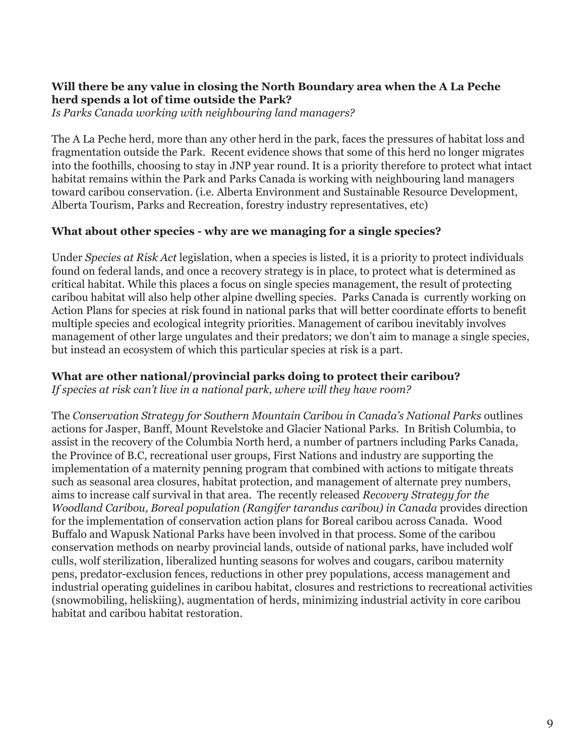**Will there be any value in closing the North Boundary area when the A La Peche herd spends a lot of time outside the Park?**
*Is Parks Canada working with neighbouring land managers?*

The A La Peche herd, more than any other herd in the park, faces the pressures of habitat loss and fragmentation outside the Park. Recent evidence shows that some of this herd no longer migrates into the foothills, choosing to stay in JNP year round. It is a priority therefore to protect what intact habitat remains within the Park and Parks Canada is working with neighbouring land managers toward caribou conservation. (i.e. Alberta Environment and Sustainable Resource Development, Alberta Tourism, Parks and Recreation, forestry industry representatives, etc)

**What about other species - why are we managing for a single species?**

Under *Species at Risk Act* legislation, when a species is listed, it is a priority to protect individuals found on federal lands, and once a recovery strategy is in place, to protect what is determined as critical habitat. While this places a focus on single species management, the result of protecting caribou habitat will also help other alpine dwelling species. Parks Canada is currently working on Action Plans for species at risk found in national parks that will better coordinate efforts to benefit multiple species and ecological integrity priorities. Management of caribou inevitably involves management of other large ungulates and their predators; we don't aim to manage a single species, but instead an ecosystem of which this particular species at risk is a part.

**What are other national/provincial parks doing to protect their caribou?**
*If species at risk can't live in a national park, where will they have room?*

The *Conservation Strategy for Southern Mountain Caribou in Canada's National Parks* outlines actions for Jasper, Banff, Mount Revelstoke and Glacier National Parks. In British Columbia, to assist in the recovery of the Columbia North herd, a number of partners including Parks Canada, the Province of B.C, recreational user groups, First Nations and industry are supporting the implementation of a maternity penning program that combined with actions to mitigate threats such as seasonal area closures, habitat protection, and management of alternate prey numbers, aims to increase calf survival in that area. The recently released *Recovery Strategy for the Woodland Caribou, Boreal population (Rangifer tarandus caribou) in Canada* provides direction for the implementation of conservation action plans for Boreal caribou across Canada. Wood Buffalo and Wapusk National Parks have been involved in that process. Some of the caribou conservation methods on nearby provincial lands, outside of national parks, have included wolf culls, wolf sterilization, liberalized hunting seasons for wolves and cougars, caribou maternity pens, predator-exclusion fences, reductions in other prey populations, access management and industrial operating guidelines in caribou habitat, closures and restrictions to recreational activities (snowmobiling, heliskiing), augmentation of herds, minimizing industrial activity in core caribou habitat and caribou habitat restoration.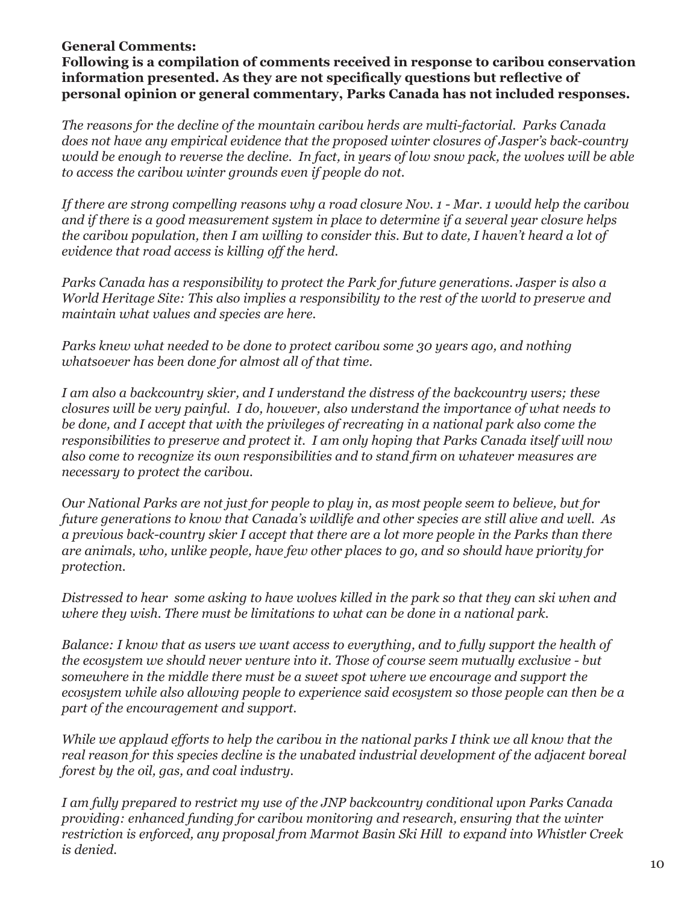**General Comments:**
**Following is a compilation of comments received in response to caribou conservation information presented. As they are not specifically questions but reflective of personal opinion or general commentary, Parks Canada has not included responses.**

*The reasons for the decline of the mountain caribou herds are multi-factorial. Parks Canada does not have any empirical evidence that the proposed winter closures of Jasper's back-country would be enough to reverse the decline. In fact, in years of low snow pack, the wolves will be able to access the caribou winter grounds even if people do not.*

*If there are strong compelling reasons why a road closure Nov. 1 - Mar. 1 would help the caribou and if there is a good measurement system in place to determine if a several year closure helps the caribou population, then I am willing to consider this. But to date, I haven't heard a lot of evidence that road access is killing off the herd.*

*Parks Canada has a responsibility to protect the Park for future generations. Jasper is also a World Heritage Site: This also implies a responsibility to the rest of the world to preserve and maintain what values and species are here.*

*Parks knew what needed to be done to protect caribou some 30 years ago, and nothing whatsoever has been done for almost all of that time.*

*I am also a backcountry skier, and I understand the distress of the backcountry users; these closures will be very painful. I do, however, also understand the importance of what needs to be done, and I accept that with the privileges of recreating in a national park also come the responsibilities to preserve and protect it. I am only hoping that Parks Canada itself will now also come to recognize its own responsibilities and to stand firm on whatever measures are necessary to protect the caribou.*

*Our National Parks are not just for people to play in, as most people seem to believe, but for future generations to know that Canada's wildlife and other species are still alive and well. As a previous back-country skier I accept that there are a lot more people in the Parks than there are animals, who, unlike people, have few other places to go, and so should have priority for protection.*

*Distressed to hear some asking to have wolves killed in the park so that they can ski when and where they wish. There must be limitations to what can be done in a national park.*

*Balance: I know that as users we want access to everything, and to fully support the health of the ecosystem we should never venture into it. Those of course seem mutually exclusive - but somewhere in the middle there must be a sweet spot where we encourage and support the ecosystem while also allowing people to experience said ecosystem so those people can then be a part of the encouragement and support.*

*While we applaud efforts to help the caribou in the national parks I think we all know that the real reason for this species decline is the unabated industrial development of the adjacent boreal forest by the oil, gas, and coal industry.*

*I am fully prepared to restrict my use of the JNP backcountry conditional upon Parks Canada providing: enhanced funding for caribou monitoring and research, ensuring that the winter restriction is enforced, any proposal from Marmot Basin Ski Hill to expand into Whistler Creek is denied.*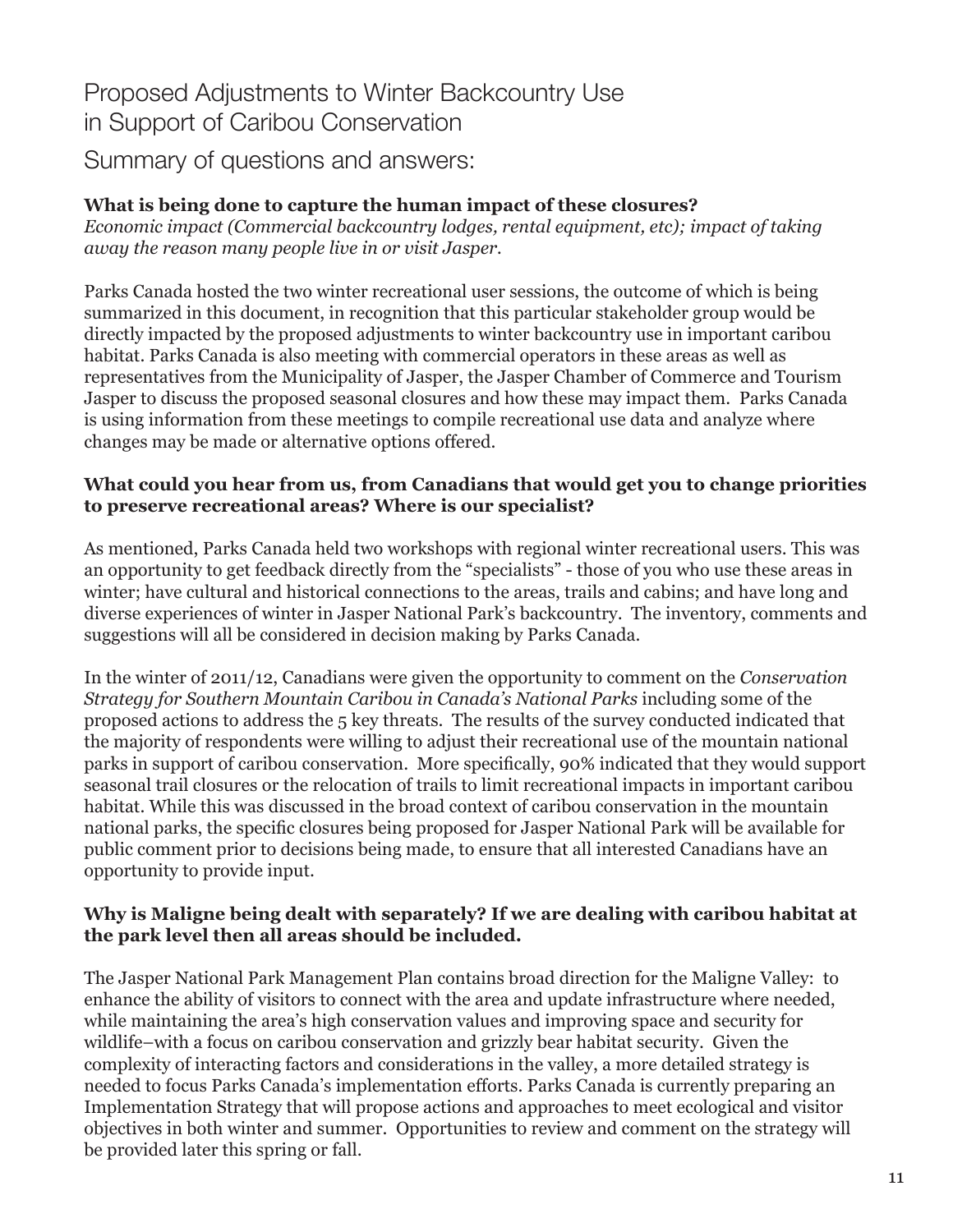# Proposed Adjustments to Winter Backcountry Use in Support of Caribou Conservation

## Summary of questions and answers:

**What is being done to capture the human impact of these closures?**
*Economic impact (Commercial backcountry lodges, rental equipment, etc); impact of taking away the reason many people live in or visit Jasper.*

Parks Canada hosted the two winter recreational user sessions, the outcome of which is being summarized in this document, in recognition that this particular stakeholder group would be directly impacted by the proposed adjustments to winter backcountry use in important caribou habitat. Parks Canada is also meeting with commercial operators in these areas as well as representatives from the Municipality of Jasper, the Jasper Chamber of Commerce and Tourism Jasper to discuss the proposed seasonal closures and how these may impact them. Parks Canada is using information from these meetings to compile recreational use data and analyze where changes may be made or alternative options offered.

**What could you hear from us, from Canadians that would get you to change priorities to preserve recreational areas? Where is our specialist?**

As mentioned, Parks Canada held two workshops with regional winter recreational users. This was an opportunity to get feedback directly from the "specialists" - those of you who use these areas in winter; have cultural and historical connections to the areas, trails and cabins; and have long and diverse experiences of winter in Jasper National Park's backcountry. The inventory, comments and suggestions will all be considered in decision making by Parks Canada.

In the winter of 2011/12, Canadians were given the opportunity to comment on the *Conservation Strategy for Southern Mountain Caribou in Canada's National Parks* including some of the proposed actions to address the 5 key threats. The results of the survey conducted indicated that the majority of respondents were willing to adjust their recreational use of the mountain national parks in support of caribou conservation. More specifically, 90% indicated that they would support seasonal trail closures or the relocation of trails to limit recreational impacts in important caribou habitat. While this was discussed in the broad context of caribou conservation in the mountain national parks, the specific closures being proposed for Jasper National Park will be available for public comment prior to decisions being made, to ensure that all interested Canadians have an opportunity to provide input.

**Why is Maligne being dealt with separately? If we are dealing with caribou habitat at the park level then all areas should be included.**

The Jasper National Park Management Plan contains broad direction for the Maligne Valley: to enhance the ability of visitors to connect with the area and update infrastructure where needed, while maintaining the area's high conservation values and improving space and security for wildlife–with a focus on caribou conservation and grizzly bear habitat security. Given the complexity of interacting factors and considerations in the valley, a more detailed strategy is needed to focus Parks Canada's implementation efforts. Parks Canada is currently preparing an Implementation Strategy that will propose actions and approaches to meet ecological and visitor objectives in both winter and summer. Opportunities to review and comment on the strategy will be provided later this spring or fall.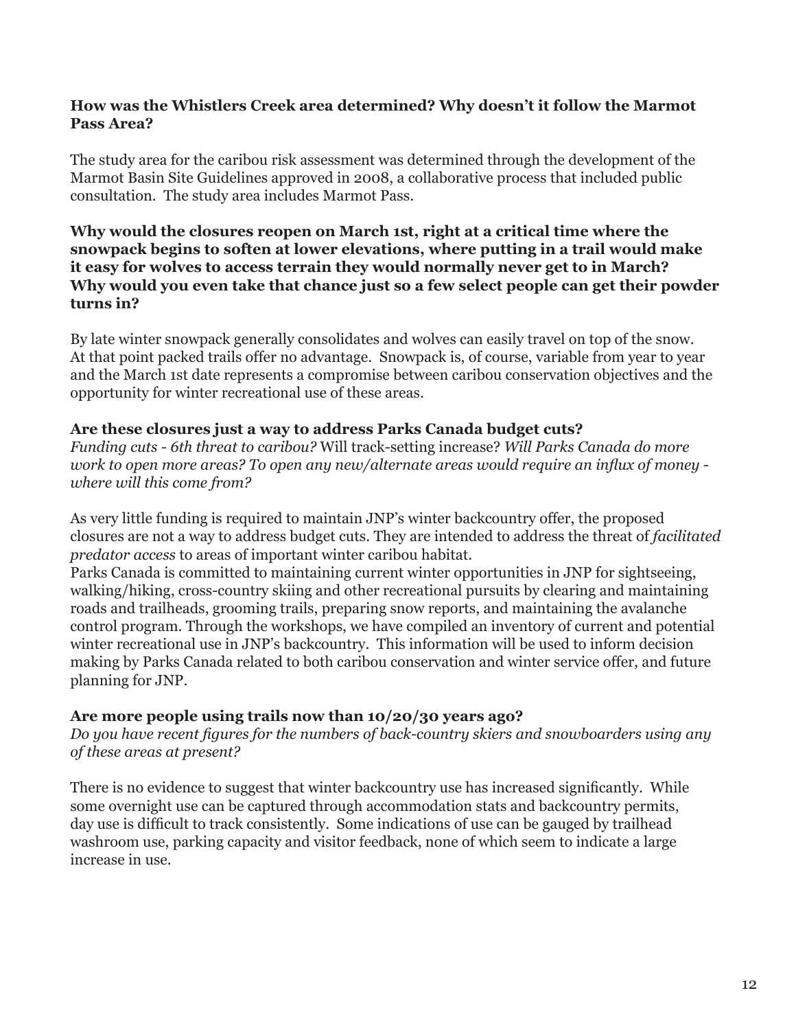**How was the Whistlers Creek area determined? Why doesn't it follow the Marmot Pass Area?**

The study area for the caribou risk assessment was determined through the development of the Marmot Basin Site Guidelines approved in 2008, a collaborative process that included public consultation. The study area includes Marmot Pass.

**Why would the closures reopen on March 1st, right at a critical time where the snowpack begins to soften at lower elevations, where putting in a trail would make it easy for wolves to access terrain they would normally never get to in March? Why would you even take that chance just so a few select people can get their powder turns in?**

By late winter snowpack generally consolidates and wolves can easily travel on top of the snow. At that point packed trails offer no advantage. Snowpack is, of course, variable from year to year and the March 1st date represents a compromise between caribou conservation objectives and the opportunity for winter recreational use of these areas.

**Are these closures just a way to address Parks Canada budget cuts?**
*Funding cuts - 6th threat to caribou?* Will track-setting increase? *Will Parks Canada do more work to open more areas? To open any new/alternate areas would require an influx of money - where will this come from?*

As very little funding is required to maintain JNP's winter backcountry offer, the proposed closures are not a way to address budget cuts. They are intended to address the threat of *facilitated predator access* to areas of important winter caribou habitat.
Parks Canada is committed to maintaining current winter opportunities in JNP for sightseeing, walking/hiking, cross-country skiing and other recreational pursuits by clearing and maintaining roads and trailheads, grooming trails, preparing snow reports, and maintaining the avalanche control program. Through the workshops, we have compiled an inventory of current and potential winter recreational use in JNP's backcountry. This information will be used to inform decision making by Parks Canada related to both caribou conservation and winter service offer, and future planning for JNP.

**Are more people using trails now than 10/20/30 years ago?**
*Do you have recent figures for the numbers of back-country skiers and snowboarders using any of these areas at present?*

There is no evidence to suggest that winter backcountry use has increased significantly. While some overnight use can be captured through accommodation stats and backcountry permits, day use is difficult to track consistently. Some indications of use can be gauged by trailhead washroom use, parking capacity and visitor feedback, none of which seem to indicate a large increase in use.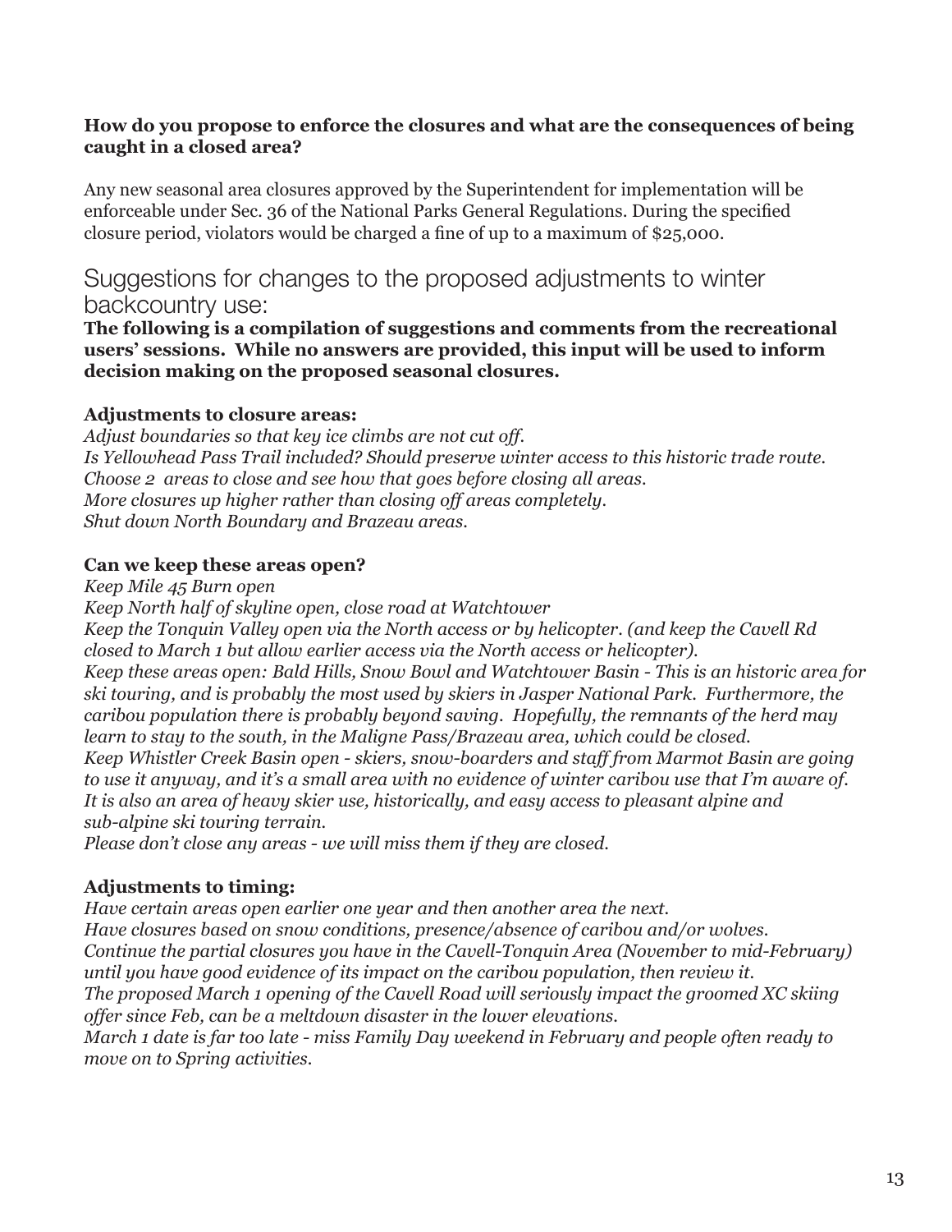**How do you propose to enforce the closures and what are the consequences of being caught in a closed area?**

Any new seasonal area closures approved by the Superintendent for implementation will be enforceable under Sec. 36 of the National Parks General Regulations. During the specified closure period, violators would be charged a fine of up to a maximum of $25,000.

## Suggestions for changes to the proposed adjustments to winter backcountry use:

**The following is a compilation of suggestions and comments from the recreational users' sessions. While no answers are provided, this input will be used to inform decision making on the proposed seasonal closures.**

**Adjustments to closure areas:**

*Adjust boundaries so that key ice climbs are not cut off.*
*Is Yellowhead Pass Trail included? Should preserve winter access to this historic trade route.*
*Choose 2 areas to close and see how that goes before closing all areas.*
*More closures up higher rather than closing off areas completely.*
*Shut down North Boundary and Brazeau areas.*

**Can we keep these areas open?**

*Keep Mile 45 Burn open*
*Keep North half of skyline open, close road at Watchtower*
*Keep the Tonquin Valley open via the North access or by helicopter. (and keep the Cavell Rd closed to March 1 but allow earlier access via the North access or helicopter).*
*Keep these areas open: Bald Hills, Snow Bowl and Watchtower Basin - This is an historic area for ski touring, and is probably the most used by skiers in Jasper National Park. Furthermore, the caribou population there is probably beyond saving. Hopefully, the remnants of the herd may learn to stay to the south, in the Maligne Pass/Brazeau area, which could be closed.*
*Keep Whistler Creek Basin open - skiers, snow-boarders and staff from Marmot Basin are going to use it anyway, and it's a small area with no evidence of winter caribou use that I'm aware of. It is also an area of heavy skier use, historically, and easy access to pleasant alpine and sub-alpine ski touring terrain.*
*Please don't close any areas - we will miss them if they are closed.*

**Adjustments to timing:**

*Have certain areas open earlier one year and then another area the next.*
*Have closures based on snow conditions, presence/absence of caribou and/or wolves.*
*Continue the partial closures you have in the Cavell-Tonquin Area (November to mid-February) until you have good evidence of its impact on the caribou population, then review it.*
*The proposed March 1 opening of the Cavell Road will seriously impact the groomed XC skiing offer since Feb, can be a meltdown disaster in the lower elevations.*
*March 1 date is far too late - miss Family Day weekend in February and people often ready to move on to Spring activities.*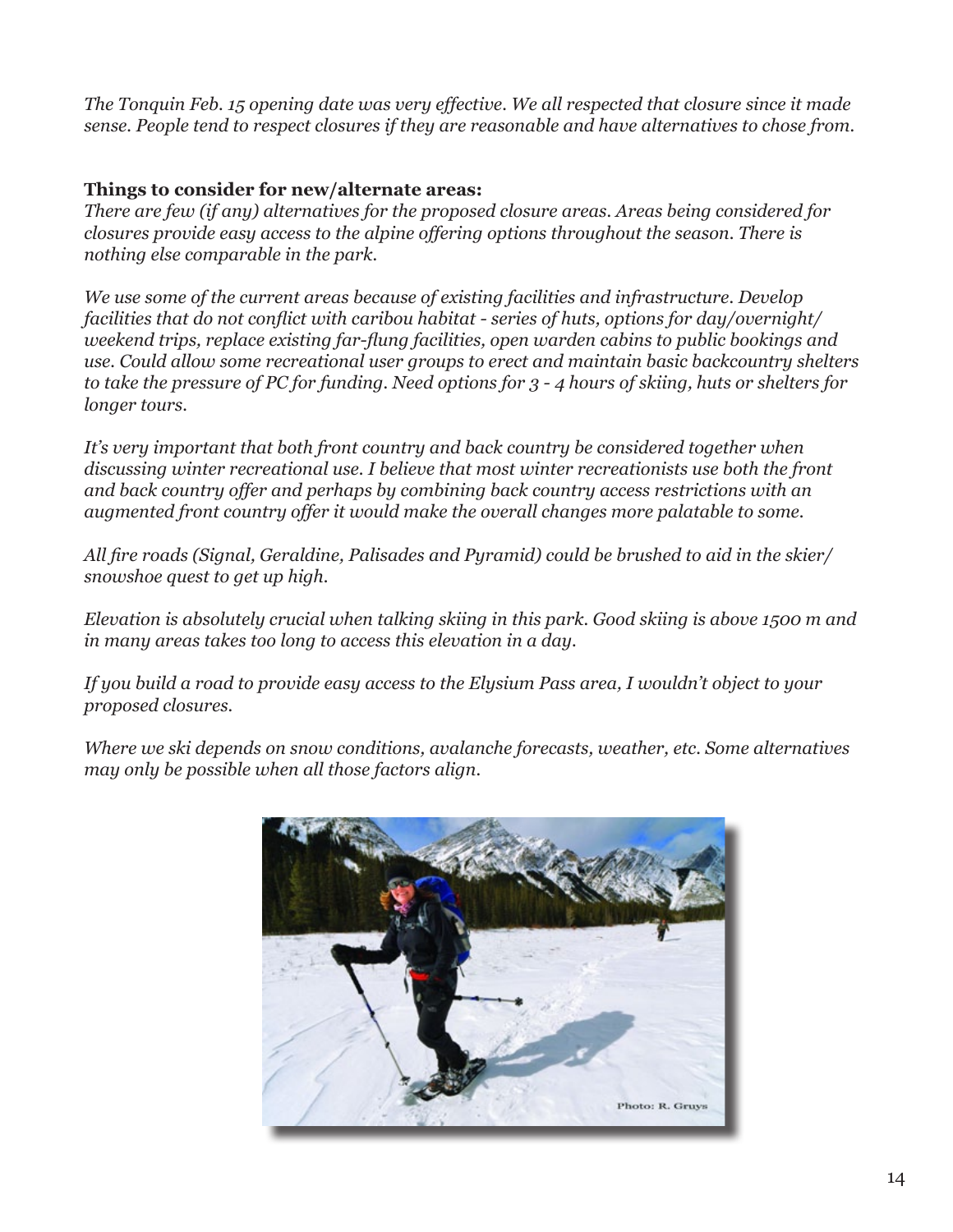*The Tonquin Feb. 15 opening date was very effective. We all respected that closure since it made sense. People tend to respect closures if they are reasonable and have alternatives to chose from.*

**Things to consider for new/alternate areas:**

*There are few (if any) alternatives for the proposed closure areas. Areas being considered for closures provide easy access to the alpine offering options throughout the season. There is nothing else comparable in the park.*

*We use some of the current areas because of existing facilities and infrastructure. Develop facilities that do not conflict with caribou habitat - series of huts, options for day/overnight/ weekend trips, replace existing far-flung facilities, open warden cabins to public bookings and use. Could allow some recreational user groups to erect and maintain basic backcountry shelters to take the pressure of PC for funding. Need options for 3 - 4 hours of skiing, huts or shelters for longer tours.*

*It's very important that both front country and back country be considered together when discussing winter recreational use. I believe that most winter recreationists use both the front and back country offer and perhaps by combining back country access restrictions with an augmented front country offer it would make the overall changes more palatable to some.*

*All fire roads (Signal, Geraldine, Palisades and Pyramid) could be brushed to aid in the skier/ snowshoe quest to get up high.*

*Elevation is absolutely crucial when talking skiing in this park. Good skiing is above 1500 m and in many areas takes too long to access this elevation in a day.*

*If you build a road to provide easy access to the Elysium Pass area, I wouldn't object to your proposed closures.*

*Where we ski depends on snow conditions, avalanche forecasts, weather, etc. Some alternatives may only be possible when all those factors align.*

Photo: R. Gruys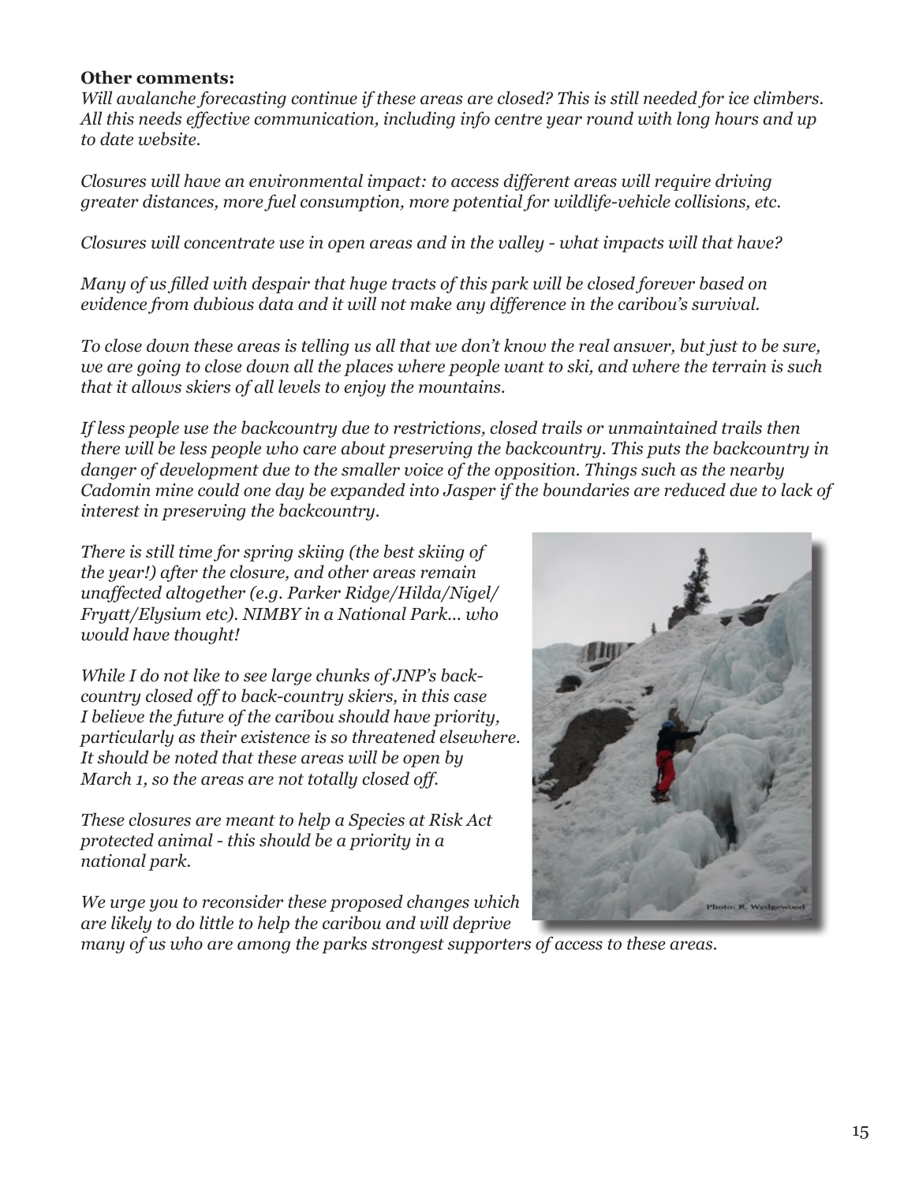**Other comments:**

*Will avalanche forecasting continue if these areas are closed? This is still needed for ice climbers. All this needs effective communication, including info centre year round with long hours and up to date website.*

*Closures will have an environmental impact: to access different areas will require driving greater distances, more fuel consumption, more potential for wildlife-vehicle collisions, etc.*

*Closures will concentrate use in open areas and in the valley - what impacts will that have?*

*Many of us filled with despair that huge tracts of this park will be closed forever based on evidence from dubious data and it will not make any difference in the caribou's survival.*

*To close down these areas is telling us all that we don't know the real answer, but just to be sure, we are going to close down all the places where people want to ski, and where the terrain is such that it allows skiers of all levels to enjoy the mountains.*

*If less people use the backcountry due to restrictions, closed trails or unmaintained trails then there will be less people who care about preserving the backcountry. This puts the backcountry in danger of development due to the smaller voice of the opposition. Things such as the nearby Cadomin mine could one day be expanded into Jasper if the boundaries are reduced due to lack of interest in preserving the backcountry.*

*There is still time for spring skiing (the best skiing of the year!) after the closure, and other areas remain unaffected altogether (e.g. Parker Ridge/Hilda/Nigel/Fryatt/Elysium etc). NIMBY in a National Park... who would have thought!*

*While I do not like to see large chunks of JNP's back-country closed off to back-country skiers, in this case I believe the future of the caribou should have priority, particularly as their existence is so threatened elsewhere. It should be noted that these areas will be open by March 1, so the areas are not totally closed off.*

*These closures are meant to help a Species at Risk Act protected animal - this should be a priority in a national park.*

*We urge you to reconsider these proposed changes which are likely to do little to help the caribou and will deprive many of us who are among the parks strongest supporters of access to these areas.*

Photo: R. Wedgewood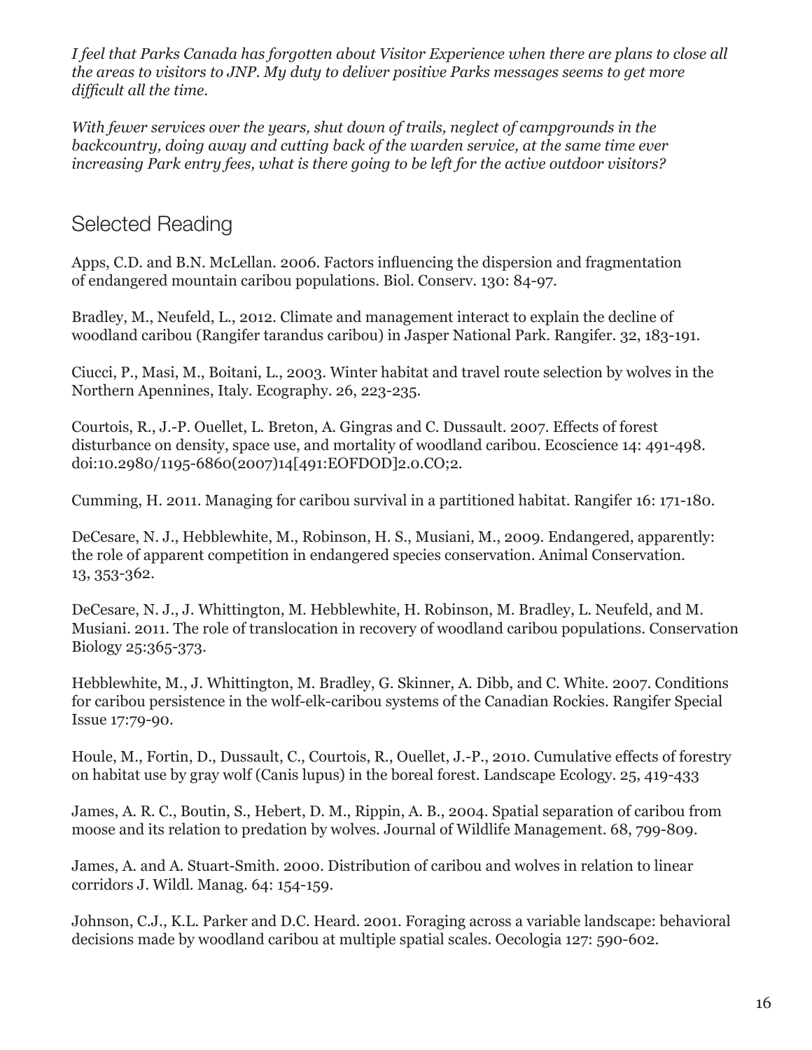*I feel that Parks Canada has forgotten about Visitor Experience when there are plans to close all the areas to visitors to JNP. My duty to deliver positive Parks messages seems to get more difficult all the time.*

*With fewer services over the years, shut down of trails, neglect of campgrounds in the backcountry, doing away and cutting back of the warden service, at the same time ever increasing Park entry fees, what is there going to be left for the active outdoor visitors?*

## Selected Reading

Apps, C.D. and B.N. McLellan. 2006. Factors influencing the dispersion and fragmentation of endangered mountain caribou populations. Biol. Conserv. 130: 84-97.

Bradley, M., Neufeld, L., 2012. Climate and management interact to explain the decline of woodland caribou (Rangifer tarandus caribou) in Jasper National Park. Rangifer. 32, 183-191.

Ciucci, P., Masi, M., Boitani, L., 2003. Winter habitat and travel route selection by wolves in the Northern Apennines, Italy. Ecography. 26, 223-235.

Courtois, R., J.-P. Ouellet, L. Breton, A. Gingras and C. Dussault. 2007. Effects of forest disturbance on density, space use, and mortality of woodland caribou. Ecoscience 14: 491-498. doi:10.2980/1195-6860(2007)14[491:EOFDOD]2.0.CO;2.

Cumming, H. 2011. Managing for caribou survival in a partitioned habitat. Rangifer 16: 171-180.

DeCesare, N. J., Hebblewhite, M., Robinson, H. S., Musiani, M., 2009. Endangered, apparently: the role of apparent competition in endangered species conservation. Animal Conservation. 13, 353-362.

DeCesare, N. J., J. Whittington, M. Hebblewhite, H. Robinson, M. Bradley, L. Neufeld, and M. Musiani. 2011. The role of translocation in recovery of woodland caribou populations. Conservation Biology 25:365-373.

Hebblewhite, M., J. Whittington, M. Bradley, G. Skinner, A. Dibb, and C. White. 2007. Conditions for caribou persistence in the wolf-elk-caribou systems of the Canadian Rockies. Rangifer Special Issue 17:79-90.

Houle, M., Fortin, D., Dussault, C., Courtois, R., Ouellet, J.-P., 2010. Cumulative effects of forestry on habitat use by gray wolf (Canis lupus) in the boreal forest. Landscape Ecology. 25, 419-433

James, A. R. C., Boutin, S., Hebert, D. M., Rippin, A. B., 2004. Spatial separation of caribou from moose and its relation to predation by wolves. Journal of Wildlife Management. 68, 799-809.

James, A. and A. Stuart-Smith. 2000. Distribution of caribou and wolves in relation to linear corridors J. Wildl. Manag. 64: 154-159.

Johnson, C.J., K.L. Parker and D.C. Heard. 2001. Foraging across a variable landscape: behavioral decisions made by woodland caribou at multiple spatial scales. Oecologia 127: 590-602.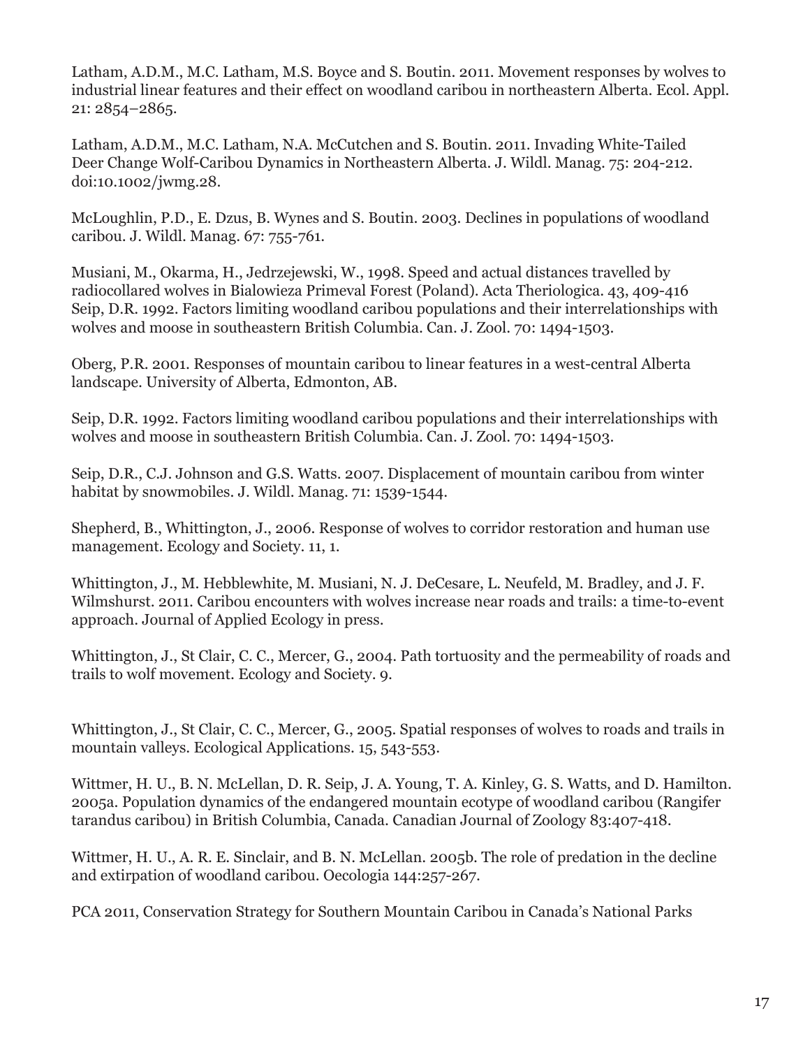Latham, A.D.M., M.C. Latham, M.S. Boyce and S. Boutin. 2011. Movement responses by wolves to industrial linear features and their effect on woodland caribou in northeastern Alberta. Ecol. Appl. 21: 2854–2865.

Latham, A.D.M., M.C. Latham, N.A. McCutchen and S. Boutin. 2011. Invading White-Tailed Deer Change Wolf-Caribou Dynamics in Northeastern Alberta. J. Wildl. Manag. 75: 204-212. doi:10.1002/jwmg.28.

McLoughlin, P.D., E. Dzus, B. Wynes and S. Boutin. 2003. Declines in populations of woodland caribou. J. Wildl. Manag. 67: 755-761.

Musiani, M., Okarma, H., Jedrzejewski, W., 1998. Speed and actual distances travelled by radiocollared wolves in Bialowieza Primeval Forest (Poland). Acta Theriologica. 43, 409-416
Seip, D.R. 1992. Factors limiting woodland caribou populations and their interrelationships with wolves and moose in southeastern British Columbia. Can. J. Zool. 70: 1494-1503.

Oberg, P.R. 2001. Responses of mountain caribou to linear features in a west-central Alberta landscape. University of Alberta, Edmonton, AB.

Seip, D.R. 1992. Factors limiting woodland caribou populations and their interrelationships with wolves and moose in southeastern British Columbia. Can. J. Zool. 70: 1494-1503.

Seip, D.R., C.J. Johnson and G.S. Watts. 2007. Displacement of mountain caribou from winter habitat by snowmobiles. J. Wildl. Manag. 71: 1539-1544.

Shepherd, B., Whittington, J., 2006. Response of wolves to corridor restoration and human use management. Ecology and Society. 11, 1.

Whittington, J., M. Hebblewhite, M. Musiani, N. J. DeCesare, L. Neufeld, M. Bradley, and J. F. Wilmshurst. 2011. Caribou encounters with wolves increase near roads and trails: a time-to-event approach. Journal of Applied Ecology in press.

Whittington, J., St Clair, C. C., Mercer, G., 2004. Path tortuosity and the permeability of roads and trails to wolf movement. Ecology and Society. 9.

Whittington, J., St Clair, C. C., Mercer, G., 2005. Spatial responses of wolves to roads and trails in mountain valleys. Ecological Applications. 15, 543-553.

Wittmer, H. U., B. N. McLellan, D. R. Seip, J. A. Young, T. A. Kinley, G. S. Watts, and D. Hamilton. 2005a. Population dynamics of the endangered mountain ecotype of woodland caribou (Rangifer tarandus caribou) in British Columbia, Canada. Canadian Journal of Zoology 83:407-418.

Wittmer, H. U., A. R. E. Sinclair, and B. N. McLellan. 2005b. The role of predation in the decline and extirpation of woodland caribou. Oecologia 144:257-267.

PCA 2011, Conservation Strategy for Southern Mountain Caribou in Canada's National Parks